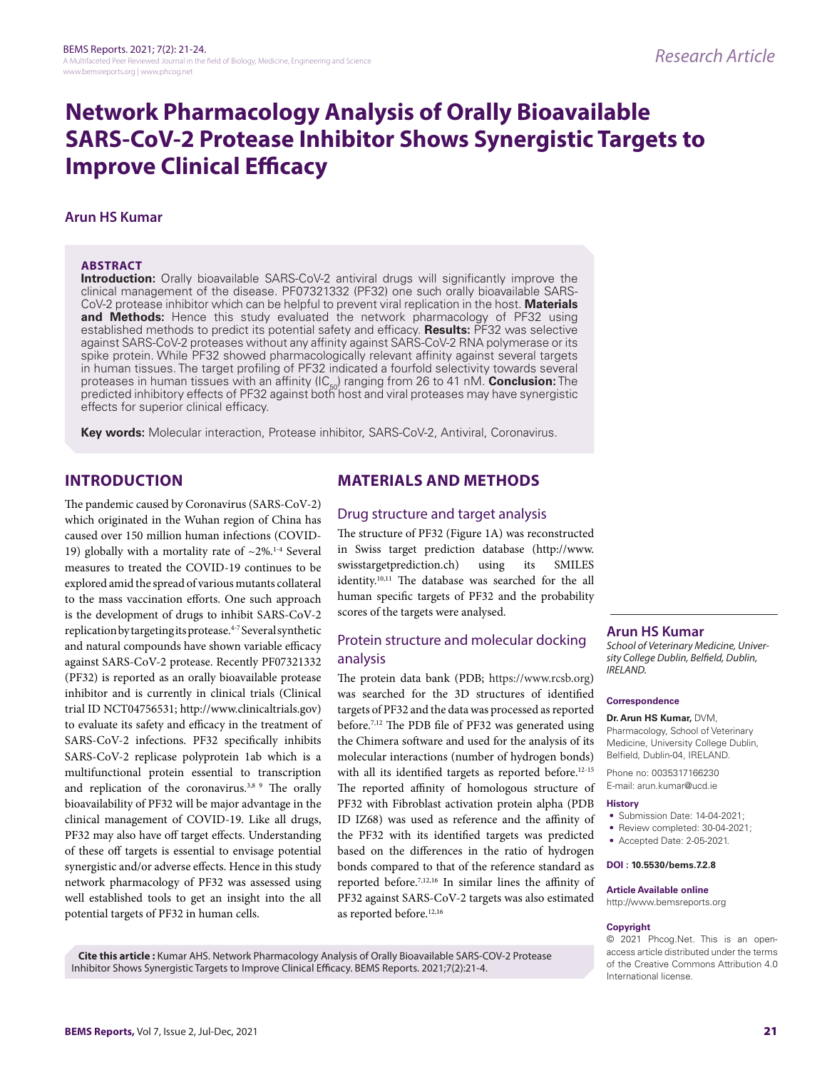Research Article

# Network Pharmacology Analysis of Orally Bioavailable SARS-CoV-2 Protease Inhibitor Shows Synergistic Targets to Improve Clinical Efficacy

**Arun HS Kumar**

## ABSTRACT

**Introduction:** Orally bioavailable SARS-CoV-2 antiviral drugs will significantly improve the clinical management of the disease. PF07321332 (PF32) one such orally bioavailable SARS-CoV-2 protease inhibitor which can be helpful to prevent viral replication in the host. **Materials and Methods:** Hence this study evaluated the network pharmacology of PF32 using established methods to predict its potential safety and efficacy. **Results:** PF32 was selective against SARS-CoV-2 proteases without any affinity against SARS-CoV-2 RNA polymerase or its spike protein. While PF32 showed pharmacologically relevant affinity against several targets in human tissues. The target profiling of PF32 indicated a fourfold selectivity towards several proteases in human tissues with an affinity ($IC_{50}$) ranging from 26 to 41 nM. **Conclusion:** The predicted inhibitory effects of PF32 against both host and viral proteases may have synergistic effects for superior clinical efficacy.

**Key words:** Molecular interaction, Protease inhibitor, SARS-CoV-2, Antiviral, Coronavirus.

## INTRODUCTION

The pandemic caused by Coronavirus (SARS-CoV-2) which originated in the Wuhan region of China has caused over 150 million human infections (COVID-19) globally with a mortality rate of ~2%.[1-4] Several measures to treated the COVID-19 continues to be explored amid the spread of various mutants collateral to the mass vaccination efforts. One such approach is the development of drugs to inhibit SARS-CoV-2 replication by targeting its protease.[4-7] Several synthetic and natural compounds have shown variable efficacy against SARS-CoV-2 protease. Recently PF07321332 (PF32) is reported as an orally bioavailable protease inhibitor and is currently in clinical trials (Clinical trial ID NCT04756531; http://www.clinicaltrials.gov) to evaluate its safety and efficacy in the treatment of SARS-CoV-2 infections. PF32 specifically inhibits SARS-CoV-2 replicase polyprotein 1ab which is a multifunctional protein essential to transcription and replication of the coronavirus.[3,8,9] The orally bioavailability of PF32 will be major advantage in the clinical management of COVID-19. Like all drugs, PF32 may also have off target effects. Understanding of these off targets is essential to envisage potential synergistic and/or adverse effects. Hence in this study network pharmacology of PF32 was assessed using well established tools to get an insight into the all potential targets of PF32 in human cells.

## MATERIALS AND METHODS

### Drug structure and target analysis

The structure of PF32 (Figure 1A) was reconstructed in Swiss target prediction database (http://www.swisstargetprediction.ch) using its SMILES identity.[10,11] The database was searched for the all human specific targets of PF32 and the probability scores of the targets were analysed.

### Protein structure and molecular docking analysis

The protein data bank (PDB; https://www.rcsb.org) was searched for the 3D structures of identified targets of PF32 and the data was processed as reported before.[7,12] The PDB file of PF32 was generated using the Chimera software and used for the analysis of its molecular interactions (number of hydrogen bonds) with all its identified targets as reported before.[12-15] The reported affinity of homologous structure of PF32 with Fibroblast activation protein alpha (PDB ID IZ68) was used as reference and the affinity of the PF32 with its identified targets was predicted based on the differences in the ratio of hydrogen bonds compared to that of the reference standard as reported before.[7,12,16] In similar lines the affinity of PF32 against SARS-CoV-2 targets was also estimated as reported before.[12,16]

**Arun HS Kumar**

*School of Veterinary Medicine, University College Dublin, Belfield, Dublin, IRELAND.*

**Correspondence**

**Dr. Arun HS Kumar,** DVM,
Pharmacology, School of Veterinary Medicine, University College Dublin, Belfield, Dublin-04, IRELAND.

Phone no: 0035317166230
E-mail: arun.kumar@ucd.ie

**History**

- Submission Date: 14-04-2021;
- Review completed: 30-04-2021;
- Accepted Date: 2-05-2021.

**DOI : 10.5530/bems.7.2.8**

**Article Available online**
http://www.bemsreports.org

**Copyright**
© 2021 Phcog.Net. This is an open-access article distributed under the terms of the Creative Commons Attribution 4.0 International license.

**Cite this article :** Kumar AHS. Network Pharmacology Analysis of Orally Bioavailable SARS-COV-2 Protease Inhibitor Shows Synergistic Targets to Improve Clinical Efficacy. BEMS Reports. 2021;7(2):21-4.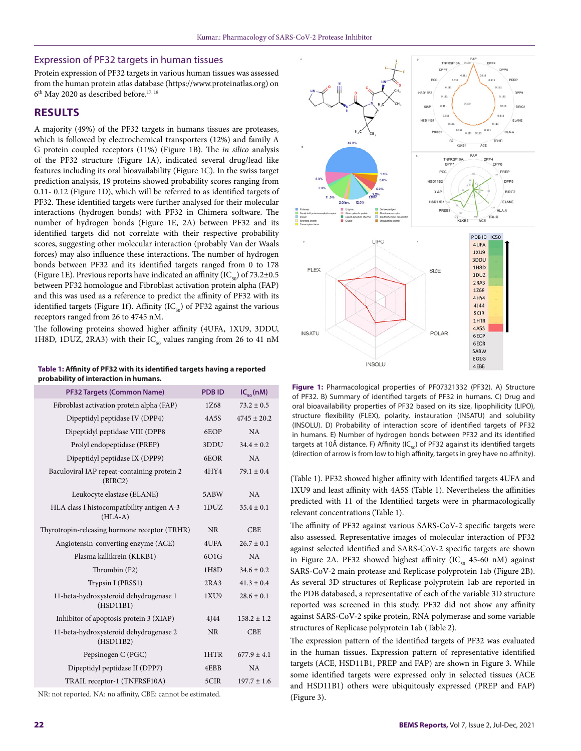## Expression of PF32 targets in human tissues

Protein expression of PF32 targets in various human tissues was assessed from the human protein atlas database (https://www.proteinatlas.org) on 6th May 2020 as described before.[17, 18]

## RESULTS

A majority (49%) of the PF32 targets in humans tissues are proteases, which is followed by electrochemical transporters (12%) and family A G protein coupled receptors (11%) (Figure 1B). The *in silico* analysis of the PF32 structure (Figure 1A), indicated several drug/lead like features including its oral bioavailability (Figure 1C). In the swiss target prediction analysis, 19 proteins showed probability scores ranging from 0.11- 0.12 (Figure 1D), which will be referred to as identified targets of PF32. These identified targets were further analysed for their molecular interactions (hydrogen bonds) with PF32 in Chimera software. The number of hydrogen bonds (Figure 1E, 2A) between PF32 and its identified targets did not correlate with their respective probability scores, suggesting other molecular interaction (probably Van der Waals forces) may also influence these interactions. The number of hydrogen bonds between PF32 and its identified targets ranged from 0 to 178 (Figure 1E). Previous reports have indicated an affinity ($IC_{50}$) of 73.2±0.5 between PF32 homologue and Fibroblast activation protein alpha (FAP) and this was used as a reference to predict the affinity of PF32 with its identified targets (Figure 1f). Affinity ($IC_{50}$) of PF32 against the various receptors ranged from 26 to 4745 nM.

The following proteins showed higher affinity (4UFA, 1XU9, 3DDU, 1H8D, 1DUZ, 2RA3) with their $IC_{50}$ values ranging from 26 to 41 nM (Table 1). PF32 showed higher affinity with Identified targets 4UFA and 1XU9 and least affinity with 4A5S (Table 1). Nevertheless the affinities predicted with 11 of the Identified targets were in pharmacologically relevant concentrations (Table 1).

**Table 1: Affinity of PF32 with its identified targets having a reported probability of interaction in humans.**

| PF32 Targets (Common Name) | PDB ID | $IC_{50}$ (nM) |
|---|---|---|
| Fibroblast activation protein alpha (FAP) | 1Z68 | 73.2 ± 0.5 |
| Dipeptidyl peptidase IV (DPP4) | 4A5S | 4745 ± 20.2 |
| Dipeptidyl peptidase VIII (DPP8 | 6EOP | NA |
| Prolyl endopeptidase (PREP) | 3DDU | 34.4 ± 0.2 |
| Dipeptidyl peptidase IX (DPP9) | 6EOR | NA |
| Baculoviral IAP repeat-containing protein 2 (BIRC2) | 4HY4 | 79.1 ± 0.4 |
| Leukocyte elastase (ELANE) | 5ABW | NA |
| HLA class I histocompatibility antigen A-3 (HLA-A) | 1DUZ | 35.4 ± 0.1 |
| Thyrotropin-releasing hormone receptor (TRHR) | NR | CBE |
| Angiotensin-converting enzyme (ACE) | 4UFA | 26.7 ± 0.1 |
| Plasma kallikrein (KLKB1) | 6O1G | NA |
| Thrombin (F2) | 1H8D | 34.6 ± 0.2 |
| Trypsin I (PRSS1) | 2RA3 | 41.3 ± 0.4 |
| 11-beta-hydroxysteroid dehydrogenase 1 (HSD11B1) | 1XU9 | 28.6 ± 0.1 |
| Inhibitor of apoptosis protein 3 (XIAP) | 4J44 | 158.2 ± 1.2 |
| 11-beta-hydroxysteroid dehydrogenase 2 (HSD11B2) | NR | CBE |
| Pepsinogen C (PGC) | 1HTR | 677.9 ± 4.1 |
| Dipeptidyl peptidase II (DPP7) | 4EBB | NA |
| TRAIL receptor-1 (TNFRSF10A) | 5CIR | 197.7 ± 1.6 |

NR: not reported. NA: no affinity, CBE: cannot be estimated.

**Figure 1:** Pharmacological properties of PF07321332 (PF32). A) Structure of PF32. B) Summary of identified targets of PF32 in humans. C) Drug and oral bioavailability properties of PF32 based on its size, lipophilicity (LIPO), structure flexibility (FLEX), polarity, instauration (INSATU) and solubility (INSOLU). D) Probability of interaction score of identified targets of PF32 in humans. E) Number of hydrogen bonds between PF32 and its identified targets at 10Å distance. F) Affinity ($IC_{50}$) of PF32 against its identified targets (direction of arrow is from low to high affinity, targets in grey have no affinity).

The affinity of PF32 against various SARS-CoV-2 specific targets were also assessed. Representative images of molecular interaction of PF32 against selected identified and SARS-CoV-2 specific targets are shown in Figure 2A. PF32 showed highest affinity ($IC_{50}$ 45-60 nM) against SARS-CoV-2 main protease and Replicase polyprotein 1ab (Figure 2B). As several 3D structures of Replicase polyprotein 1ab are reported in the PDB databased, a representative of each of the variable 3D structure reported was screened in this study. PF32 did not show any affinity against SARS-CoV-2 spike protein, RNA polymerase and some variable structures of Replicase polyprotein 1ab (Table 2).

The expression pattern of the identified targets of PF32 was evaluated in the human tissues. Expression pattern of representative identified targets (ACE, HSD11B1, PREP and FAP) are shown in Figure 3. While some identified targets were expressed only in selected tissues (ACE and HSD11B1) others were ubiquitously expressed (PREP and FAP) (Figure 3).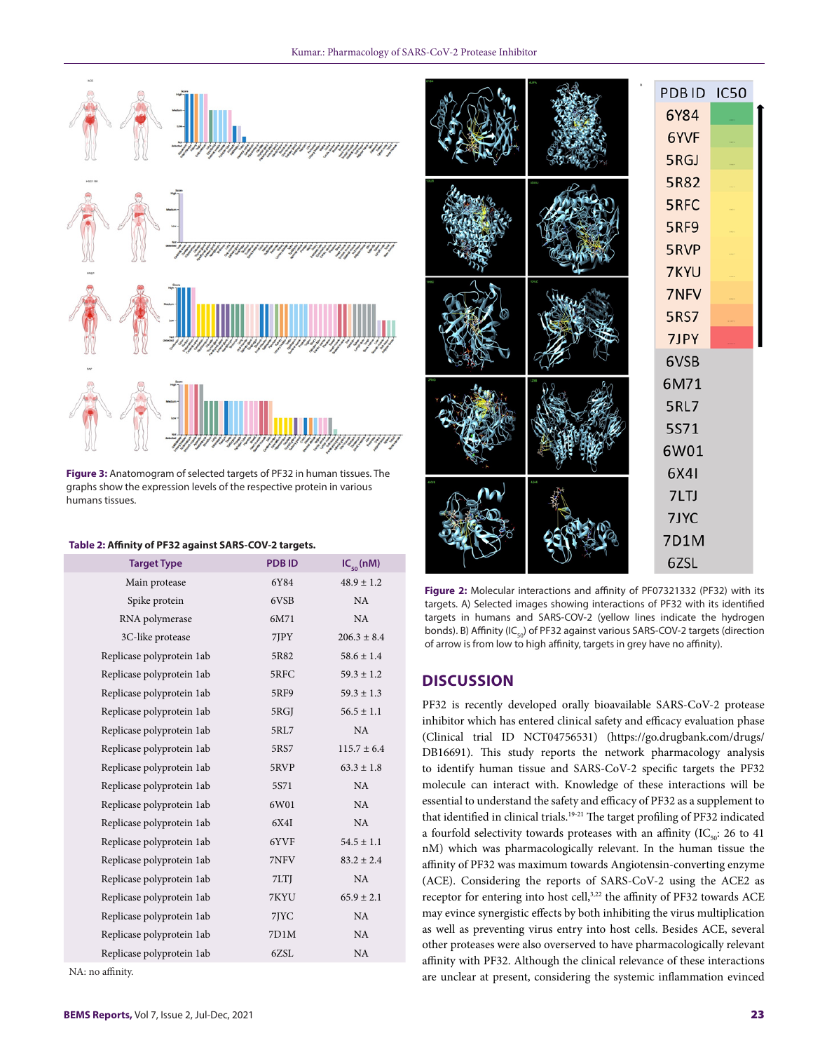**Figure 3:** Anatomogram of selected targets of PF32 in human tissues. The graphs show the expression levels of the respective protein in various humans tissues.

**Table 2: Affinity of PF32 against SARS-COV-2 targets.**

| Target Type | PDB ID | $IC_{50}$ (nM) |
|---|---|---|
| Main protease | 6Y84 | 48.9 ± 1.2 |
| Spike protein | 6VSB | NA |
| RNA polymerase | 6M71 | NA |
| 3C-like protease | 7JPY | 206.3 ± 8.4 |
| Replicase polyprotein 1ab | 5R82 | 58.6 ± 1.4 |
| Replicase polyprotein 1ab | 5RFC | 59.3 ± 1.2 |
| Replicase polyprotein 1ab | 5RF9 | 59.3 ± 1.3 |
| Replicase polyprotein 1ab | 5RGJ | 56.5 ± 1.1 |
| Replicase polyprotein 1ab | 5RL7 | NA |
| Replicase polyprotein 1ab | 5RS7 | 115.7 ± 6.4 |
| Replicase polyprotein 1ab | 5RVP | 63.3 ± 1.8 |
| Replicase polyprotein 1ab | 5S71 | NA |
| Replicase polyprotein 1ab | 6W01 | NA |
| Replicase polyprotein 1ab | 6X4I | NA |
| Replicase polyprotein 1ab | 6YVF | 54.5 ± 1.1 |
| Replicase polyprotein 1ab | 7NFV | 83.2 ± 2.4 |
| Replicase polyprotein 1ab | 7LTJ | NA |
| Replicase polyprotein 1ab | 7KYU | 65.9 ± 2.1 |
| Replicase polyprotein 1ab | 7JYC | NA |
| Replicase polyprotein 1ab | 7D1M | NA |
| Replicase polyprotein 1ab | 6ZSL | NA |

NA: no affinity.

**Figure 2:** Molecular interactions and affinity of PF07321332 (PF32) with its targets. A) Selected images showing interactions of PF32 with its identified targets in humans and SARS-COV-2 (yellow lines indicate the hydrogen bonds). B) Affinity ($IC_{50}$) of PF32 against various SARS-COV-2 targets (direction of arrow is from low to high affinity, targets in grey have no affinity).

## DISCUSSION

PF32 is recently developed orally bioavailable SARS-CoV-2 protease inhibitor which has entered clinical safety and efficacy evaluation phase (Clinical trial ID NCT04756531) (https://go.drugbank.com/drugs/DB16691). This study reports the network pharmacology analysis to identify human tissue and SARS-CoV-2 specific targets the PF32 molecule can interact with. Knowledge of these interactions will be essential to understand the safety and efficacy of PF32 as a supplement to that identified in clinical trials.[19-21] The target profiling of PF32 indicated a fourfold selectivity towards proteases with an affinity ($IC_{50}$: 26 to 41 nM) which was pharmacologically relevant. In the human tissue the affinity of PF32 was maximum towards Angiotensin-converting enzyme (ACE). Considering the reports of SARS-CoV-2 using the ACE2 as receptor for entering into host cell,[3,22] the affinity of PF32 towards ACE may evince synergistic effects by both inhibiting the virus multiplication as well as preventing virus entry into host cells. Besides ACE, several other proteases were also overserved to have pharmacologically relevant affinity with PF32. Although the clinical relevance of these interactions are unclear at present, considering the systemic inflammation evinced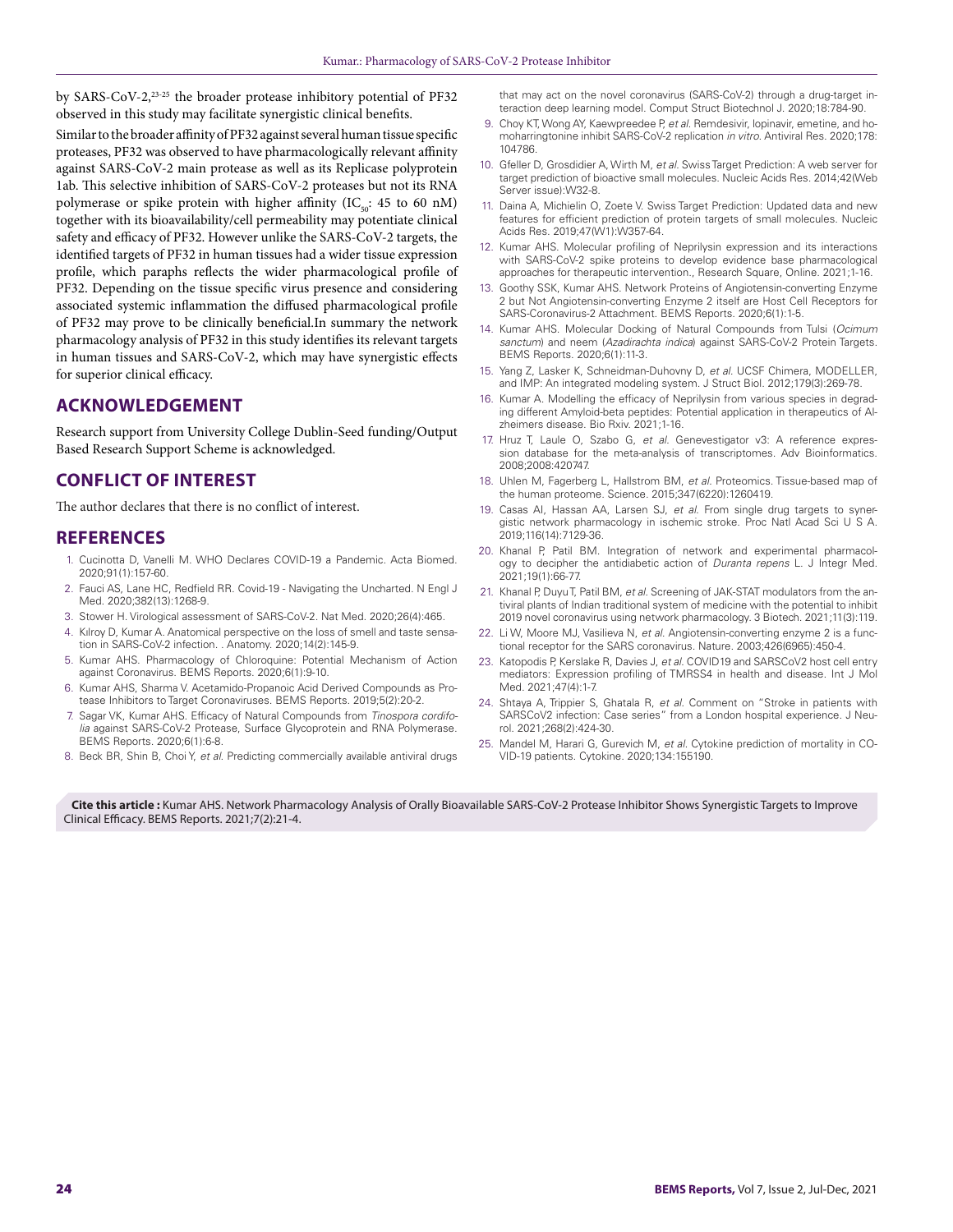by SARS-CoV-2,[23-25] the broader protease inhibitory potential of PF32 observed in this study may facilitate synergistic clinical benefits.

Similar to the broader affinity of PF32 against several human tissue specific proteases, PF32 was observed to have pharmacologically relevant affinity against SARS-CoV-2 main protease as well as its Replicase polyprotein 1ab. This selective inhibition of SARS-CoV-2 proteases but not its RNA polymerase or spike protein with higher affinity ($IC_{50}$: 45 to 60 nM) together with its bioavailability/cell permeability may potentiate clinical safety and efficacy of PF32. However unlike the SARS-CoV-2 targets, the identified targets of PF32 in human tissues had a wider tissue expression profile, which paraphs reflects the wider pharmacological profile of PF32. Depending on the tissue specific virus presence and considering associated systemic inflammation the diffused pharmacological profile of PF32 may prove to be clinically beneficial.In summary the network pharmacology analysis of PF32 in this study identifies its relevant targets in human tissues and SARS-CoV-2, which may have synergistic effects for superior clinical efficacy.

## ACKNOWLEDGEMENT

Research support from University College Dublin-Seed funding/Output Based Research Support Scheme is acknowledged.

## CONFLICT OF INTEREST

The author declares that there is no conflict of interest.

## REFERENCES

1. Cucinotta D, Vanelli M. WHO Declares COVID-19 a Pandemic. Acta Biomed. 2020;91(1):157-60.
2. Fauci AS, Lane HC, Redfield RR. Covid-19 - Navigating the Uncharted. N Engl J Med. 2020;382(13):1268-9.
3. Stower H. Virological assessment of SARS-CoV-2. Nat Med. 2020;26(4):465.
4. Kilroy D, Kumar A. Anatomical perspective on the loss of smell and taste sensation in SARS-CoV-2 infection. . Anatomy. 2020;14(2):145-9.
5. Kumar AHS. Pharmacology of Chloroquine: Potential Mechanism of Action against Coronavirus. BEMS Reports. 2020;6(1):9-10.
6. Kumar AHS, Sharma V. Acetamido-Propanoic Acid Derived Compounds as Protease Inhibitors to Target Coronaviruses. BEMS Reports. 2019;5(2):20-2.
7. Sagar VK, Kumar AHS. Efficacy of Natural Compounds from *Tinospora cordifolia* against SARS-CoV-2 Protease, Surface Glycoprotein and RNA Polymerase. BEMS Reports. 2020;6(1):6-8.
8. Beck BR, Shin B, Choi Y, *et al.* Predicting commercially available antiviral drugs that may act on the novel coronavirus (SARS-CoV-2) through a drug-target interaction deep learning model. Comput Struct Biotechnol J. 2020;18:784-90.
9. Choy KT, Wong AY, Kaewpreedee P, *et al.* Remdesivir, lopinavir, emetine, and homoharringtonine inhibit SARS-CoV-2 replication *in vitro*. Antiviral Res. 2020;178:104786.
10. Gfeller D, Grosdidier A, Wirth M, *et al.* Swiss Target Prediction: A web server for target prediction of bioactive small molecules. Nucleic Acids Res. 2014;42(Web Server issue):W32-8.
11. Daina A, Michielin O, Zoete V. Swiss Target Prediction: Updated data and new features for efficient prediction of protein targets of small molecules. Nucleic Acids Res. 2019;47(W1):W357-64.
12. Kumar AHS. Molecular profiling of Neprilysin expression and its interactions with SARS-CoV-2 spike proteins to develop evidence base pharmacological approaches for therapeutic intervention., Research Square, Online. 2021;1-16.
13. Goothy SSK, Kumar AHS. Network Proteins of Angiotensin-converting Enzyme 2 but Not Angiotensin-converting Enzyme 2 itself are Host Cell Receptors for SARS-Coronavirus-2 Attachment. BEMS Reports. 2020;6(1):1-5.
14. Kumar AHS. Molecular Docking of Natural Compounds from Tulsi (*Ocimum sanctum*) and neem (*Azadirachta indica*) against SARS-CoV-2 Protein Targets. BEMS Reports. 2020;6(1):11-3.
15. Yang Z, Lasker K, Schneidman-Duhovny D, *et al.* UCSF Chimera, MODELLER, and IMP: An integrated modeling system. J Struct Biol. 2012;179(3):269-78.
16. Kumar A. Modelling the efficacy of Neprilysin from various species in degrading different Amyloid-beta peptides: Potential application in therapeutics of Alzheimers disease. Bio Rxiv. 2021;1-16.
17. Hruz T, Laule O, Szabo G, *et al.* Genevestigator v3: A reference expression database for the meta-analysis of transcriptomes. Adv Bioinformatics. 2008;2008:420747.
18. Uhlen M, Fagerberg L, Hallstrom BM, *et al.* Proteomics. Tissue-based map of the human proteome. Science. 2015;347(6220):1260419.
19. Casas AI, Hassan AA, Larsen SJ, *et al.* From single drug targets to synergistic network pharmacology in ischemic stroke. Proc Natl Acad Sci U S A. 2019;116(14):7129-36.
20. Khanal P, Patil BM. Integration of network and experimental pharmacology to decipher the antidiabetic action of *Duranta repens* L. J Integr Med. 2021;19(1):66-77.
21. Khanal P, Duyu T, Patil BM, *et al.* Screening of JAK-STAT modulators from the antiviral plants of Indian traditional system of medicine with the potential to inhibit 2019 novel coronavirus using network pharmacology. 3 Biotech. 2021;11(3):119.
22. Li W, Moore MJ, Vasilieva N, *et al.* Angiotensin-converting enzyme 2 is a functional receptor for the SARS coronavirus. Nature. 2003;426(6965):450-4.
23. Katopodis P, Kerslake R, Davies J, *et al.* COVID19 and SARSCoV2 host cell entry mediators: Expression profiling of TMRSS4 in health and disease. Int J Mol Med. 2021;47(4):1-7.
24. Shtaya A, Trippier S, Ghatala R, *et al.* Comment on "Stroke in patients with SARSCoV2 infection: Case series" from a London hospital experience. J Neurol. 2021;268(2):424-30.
25. Mandel M, Harari G, Gurevich M, *et al.* Cytokine prediction of mortality in COVID-19 patients. Cytokine. 2020;134:155190.

**Cite this article :** Kumar AHS. Network Pharmacology Analysis of Orally Bioavailable SARS-CoV-2 Protease Inhibitor Shows Synergistic Targets to Improve Clinical Efficacy. BEMS Reports. 2021;7(2):21-4.